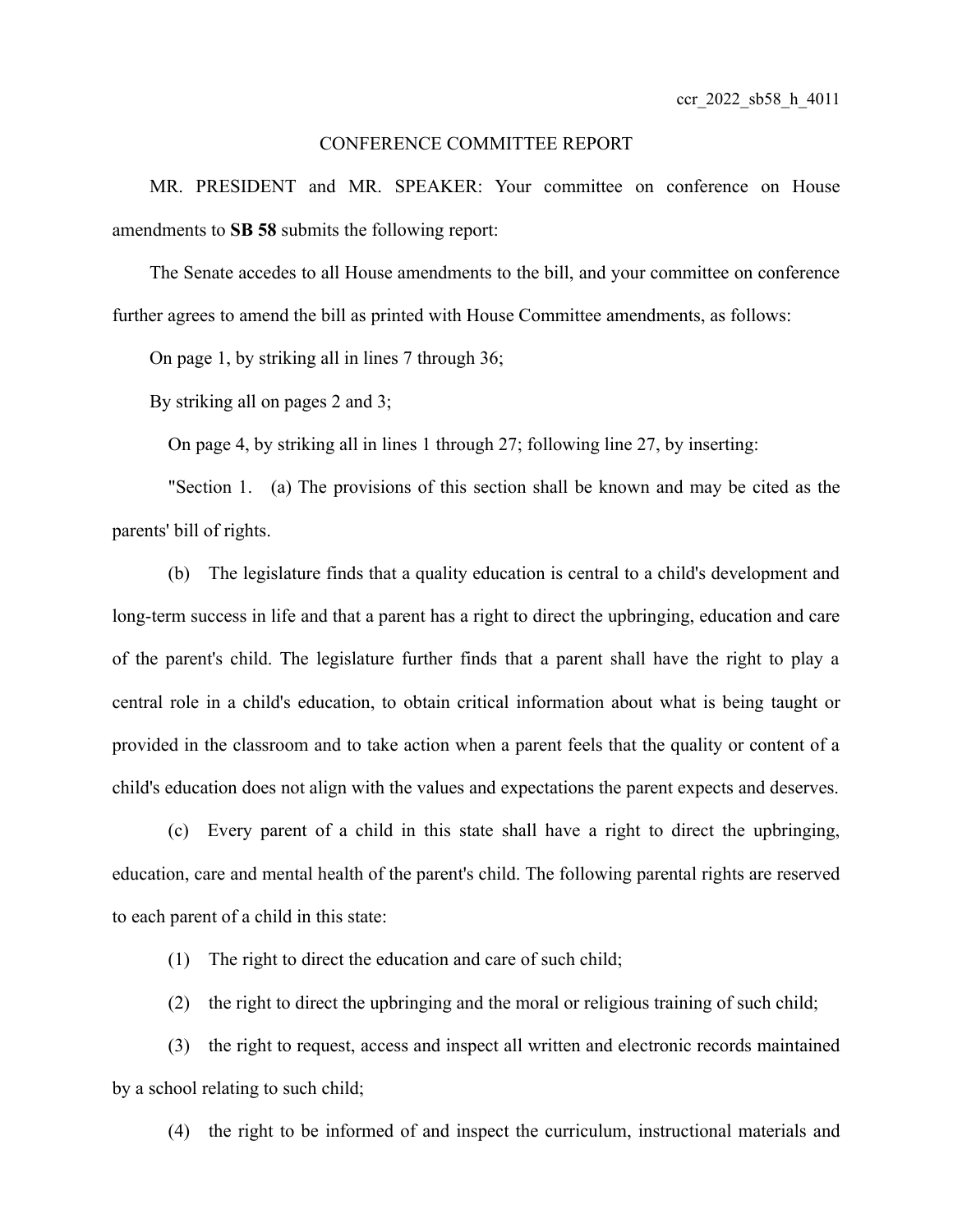ccr_2022_sb58_h_4011

CONFERENCE COMMITTEE REPORT

MR. PRESIDENT and MR. SPEAKER: Your committee on conference on House amendments to **SB 58** submits the following report:

The Senate accedes to all House amendments to the bill, and your committee on conference further agrees to amend the bill as printed with House Committee amendments, as follows:

On page 1, by striking all in lines 7 through 36;

By striking all on pages 2 and 3;

On page 4, by striking all in lines 1 through 27; following line 27, by inserting:

"Section 1. (a) The provisions of this section shall be known and may be cited as the parents' bill of rights.

(b) The legislature finds that a quality education is central to a child's development and long-term success in life and that a parent has a right to direct the upbringing, education and care of the parent's child. The legislature further finds that a parent shall have the right to play a central role in a child's education, to obtain critical information about what is being taught or provided in the classroom and to take action when a parent feels that the quality or content of a child's education does not align with the values and expectations the parent expects and deserves.

(c) Every parent of a child in this state shall have a right to direct the upbringing, education, care and mental health of the parent's child. The following parental rights are reserved to each parent of a child in this state:

(1) The right to direct the education and care of such child;

(2) the right to direct the upbringing and the moral or religious training of such child;

(3) the right to request, access and inspect all written and electronic records maintained by a school relating to such child;

(4) the right to be informed of and inspect the curriculum, instructional materials and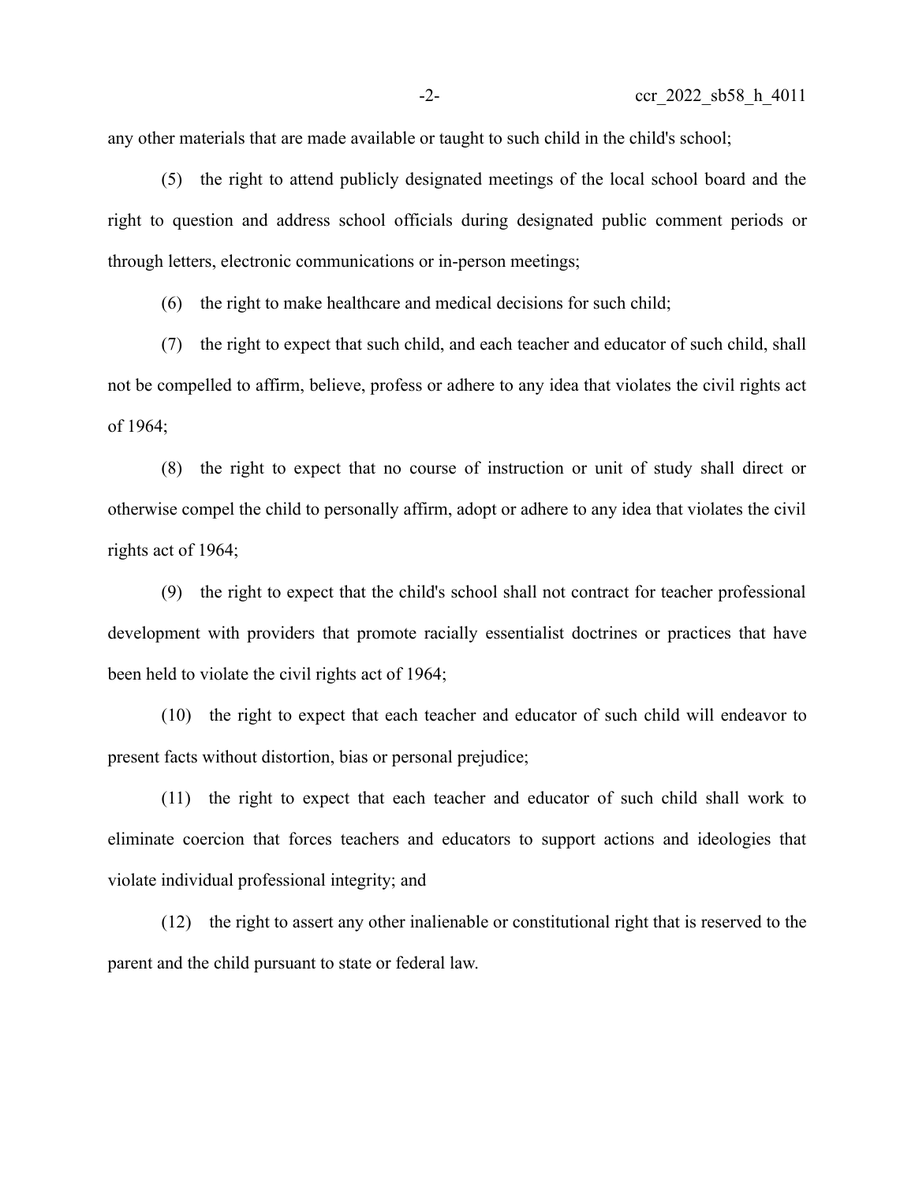any other materials that are made available or taught to such child in the child's school;

(5) the right to attend publicly designated meetings of the local school board and the right to question and address school officials during designated public comment periods or through letters, electronic communications or in-person meetings;

(6) the right to make healthcare and medical decisions for such child;

(7) the right to expect that such child, and each teacher and educator of such child, shall not be compelled to affirm, believe, profess or adhere to any idea that violates the civil rights act of 1964;

(8) the right to expect that no course of instruction or unit of study shall direct or otherwise compel the child to personally affirm, adopt or adhere to any idea that violates the civil rights act of 1964;

(9) the right to expect that the child's school shall not contract for teacher professional development with providers that promote racially essentialist doctrines or practices that have been held to violate the civil rights act of 1964;

(10) the right to expect that each teacher and educator of such child will endeavor to present facts without distortion, bias or personal prejudice;

(11) the right to expect that each teacher and educator of such child shall work to eliminate coercion that forces teachers and educators to support actions and ideologies that violate individual professional integrity; and

(12) the right to assert any other inalienable or constitutional right that is reserved to the parent and the child pursuant to state or federal law.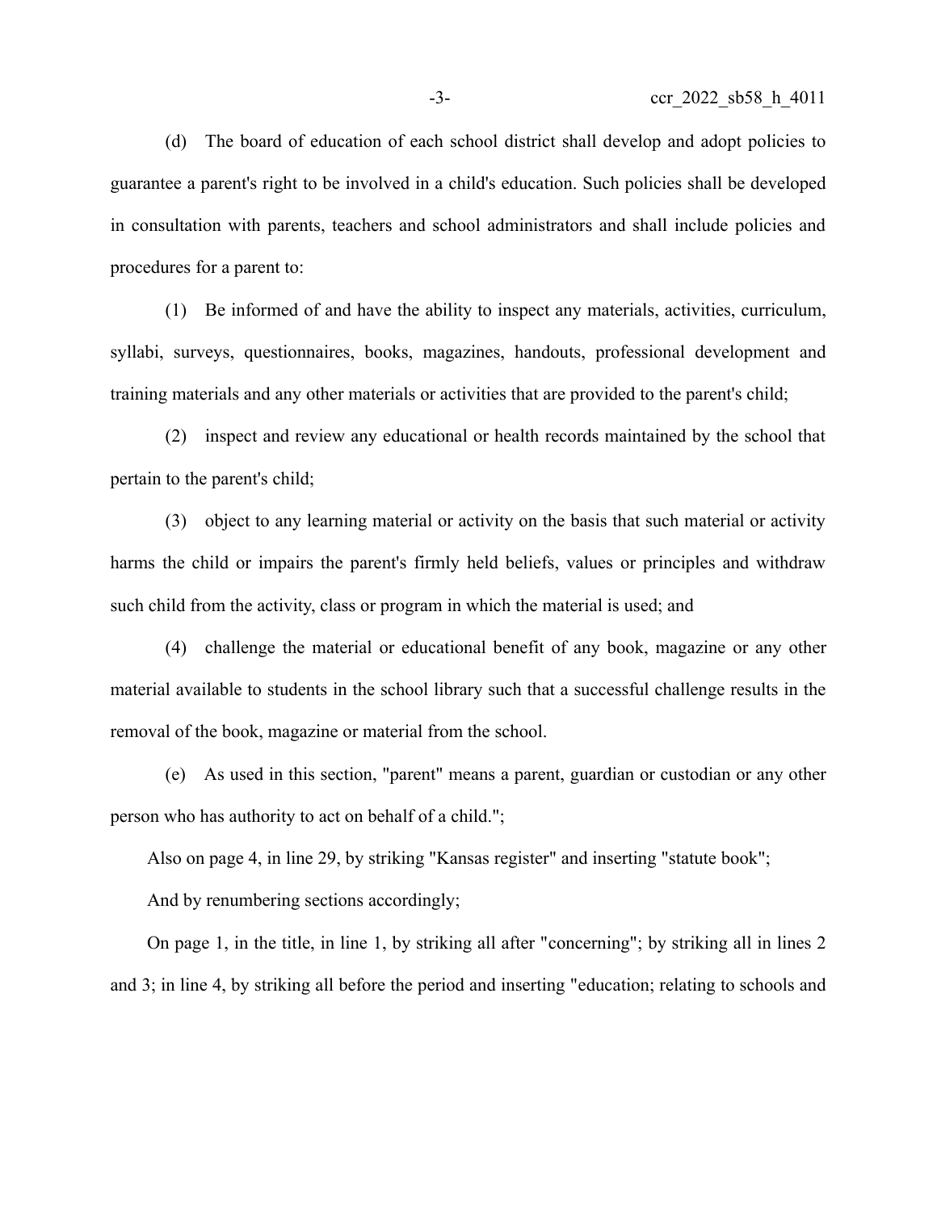(d) The board of education of each school district shall develop and adopt policies to guarantee a parent's right to be involved in a child's education. Such policies shall be developed in consultation with parents, teachers and school administrators and shall include policies and procedures for a parent to:

(1) Be informed of and have the ability to inspect any materials, activities, curriculum, syllabi, surveys, questionnaires, books, magazines, handouts, professional development and training materials and any other materials or activities that are provided to the parent's child;

(2) inspect and review any educational or health records maintained by the school that pertain to the parent's child;

(3) object to any learning material or activity on the basis that such material or activity harms the child or impairs the parent's firmly held beliefs, values or principles and withdraw such child from the activity, class or program in which the material is used; and

(4) challenge the material or educational benefit of any book, magazine or any other material available to students in the school library such that a successful challenge results in the removal of the book, magazine or material from the school.

(e) As used in this section, "parent" means a parent, guardian or custodian or any other person who has authority to act on behalf of a child.";

Also on page 4, in line 29, by striking "Kansas register" and inserting "statute book";

And by renumbering sections accordingly;

On page 1, in the title, in line 1, by striking all after "concerning"; by striking all in lines 2 and 3; in line 4, by striking all before the period and inserting "education; relating to schools and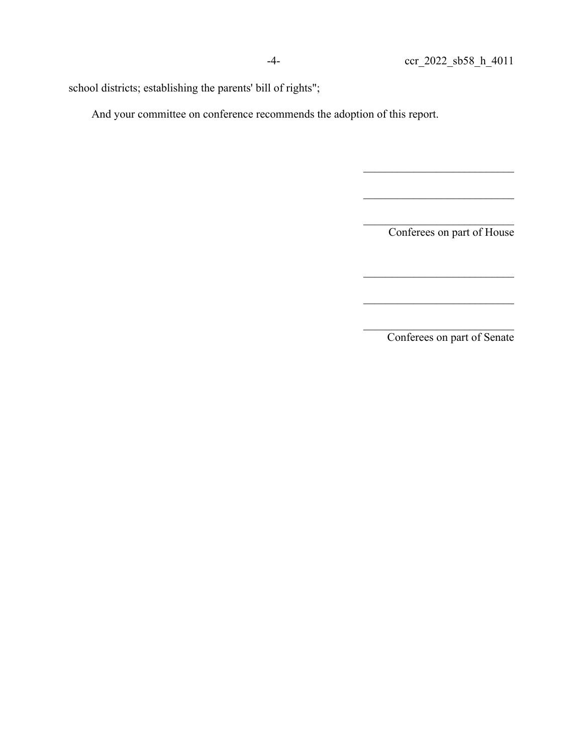school districts; establishing the parents' bill of rights";

And your committee on conference recommends the adoption of this report.

\_\_\_\_\_\_\_\_\_\_\_\_\_\_\_\_\_\_\_\_\_\_\_\_\_\_\_

\_\_\_\_\_\_\_\_\_\_\_\_\_\_\_\_\_\_\_\_\_\_\_\_\_\_\_

\_\_\_\_\_\_\_\_\_\_\_\_\_\_\_\_\_\_\_\_\_\_\_\_\_\_\_
Conferees on part of House

\_\_\_\_\_\_\_\_\_\_\_\_\_\_\_\_\_\_\_\_\_\_\_\_\_\_\_

\_\_\_\_\_\_\_\_\_\_\_\_\_\_\_\_\_\_\_\_\_\_\_\_\_\_\_

\_\_\_\_\_\_\_\_\_\_\_\_\_\_\_\_\_\_\_\_\_\_\_\_\_\_\_
Conferees on part of Senate